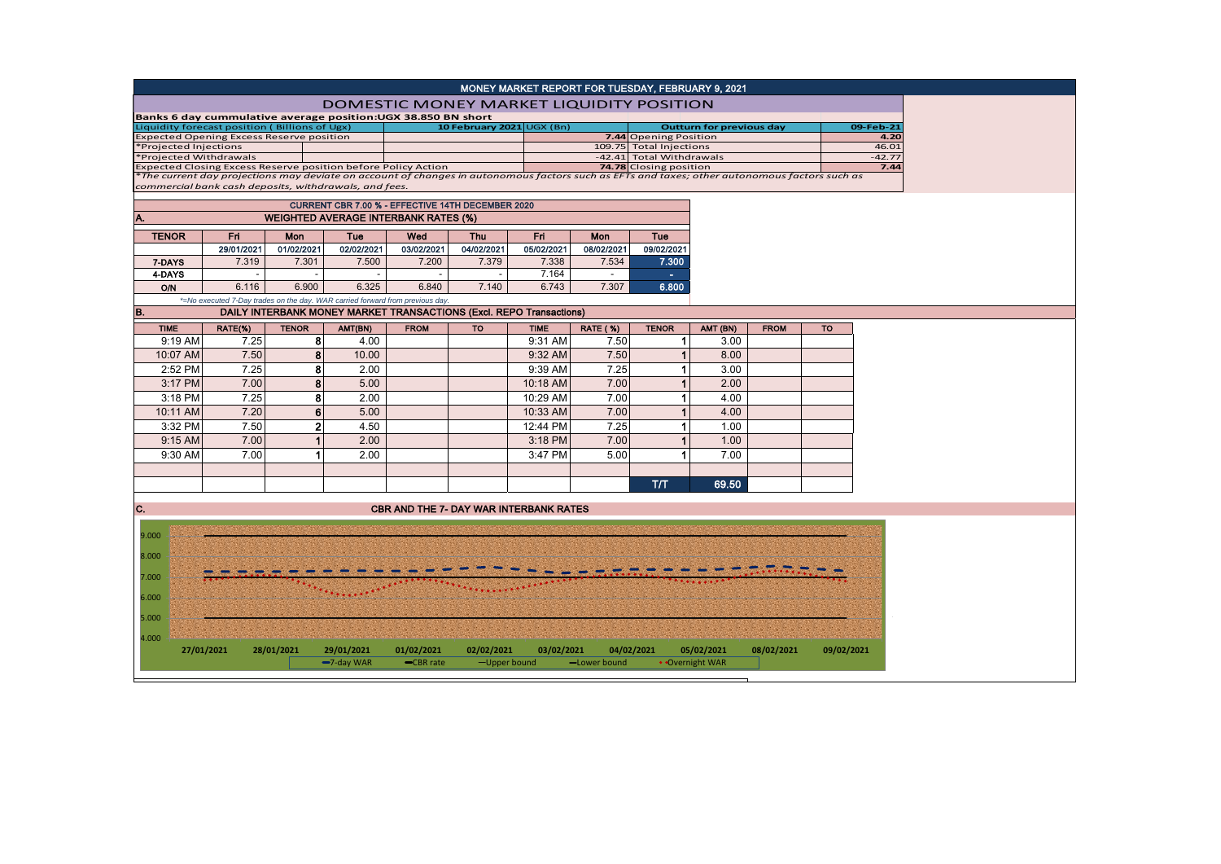# MONEY MARKET REPORT FOR TUESDAY, FEBRUARY 9, 2021

## DOMESTIC MONEY MARKET LIQUIDITY POSITION

**Banks 6 day cummulative average position:UGX 38.850 BN short**

| Liquidity forecast position ( Billions of Ugx) | 10 February 2021 UGX (Bn) | Outturn for previous day | 09-Feb-21 |
|---|---|---|---|
| Expected Opening Excess Reserve position | **7.44** | Opening Position | **4.20** |
| *Projected Injections | 109.75 | Total Injections | 46.01 |
| *Projected Withdrawals | -42.41 | Total Withdrawals | -42.77 |
| Expected Closing Excess Reserve position before Policy Action | **74.78** | Closing position | **7.44** |

*\*The current day projections may deviate on account of changes in autonomous factors such as EFTs and taxes; other autonomous factors such as commercial bank cash deposits, withdrawals, and fees.*

**CURRENT CBR 7.00 % - EFFECTIVE 14TH DECEMBER 2020**

### A. WEIGHTED AVERAGE INTERBANK RATES (%)

| TENOR | Fri | Mon | Tue | Wed | Thu | Fri | Mon | Tue |
|---|---|---|---|---|---|---|---|---|
| | 29/01/2021 | 01/02/2021 | 02/02/2021 | 03/02/2021 | 04/02/2021 | 05/02/2021 | 08/02/2021 | 09/02/2021 |
| 7-DAYS | 7.319 | 7.301 | 7.500 | 7.200 | 7.379 | 7.338 | 7.534 | **7.300** |
| 4-DAYS | - | - | - | - | - | 7.164 | - | - |
| O/N | 6.116 | 6.900 | 6.325 | 6.840 | 7.140 | 6.743 | 7.307 | **6.800** |

*\*=No executed 7-Day trades on the day. WAR carried forward from previous day.*

### B. DAILY INTERBANK MONEY MARKET TRANSACTIONS (Excl. REPO Transactions)

| TIME | RATE(%) | TENOR | AMT(BN) | FROM | TO | TIME | RATE ( %) | TENOR | AMT (BN) | FROM | TO |
|---|---|---|---|---|---|---|---|---|---|---|---|
| 9:19 AM | 7.25 | 8 | 4.00 | | | 9:31 AM | 7.50 | 1 | 3.00 | | |
| 10:07 AM | 7.50 | 8 | 10.00 | | | 9:32 AM | 7.50 | 1 | 8.00 | | |
| 2:52 PM | 7.25 | 8 | 2.00 | | | 9:39 AM | 7.25 | 1 | 3.00 | | |
| 3:17 PM | 7.00 | 8 | 5.00 | | | 10:18 AM | 7.00 | 1 | 2.00 | | |
| 3:18 PM | 7.25 | 8 | 2.00 | | | 10:29 AM | 7.00 | 1 | 4.00 | | |
| 10:11 AM | 7.20 | 6 | 5.00 | | | 10:33 AM | 7.00 | 1 | 4.00 | | |
| 3:32 PM | 7.50 | 2 | 4.50 | | | 12:44 PM | 7.25 | 1 | 1.00 | | |
| 9:15 AM | 7.00 | 1 | 2.00 | | | 3:18 PM | 7.00 | 1 | 1.00 | | |
| 9:30 AM | 7.00 | 1 | 2.00 | | | 3:47 PM | 5.00 | 1 | 7.00 | | |
| | | | | | | | | T/T | 69.50 | | |

### C. CBR AND THE 7- DAY WAR INTERBANK RATES

Legend: 7-day WAR; CBR rate; Upper bound; Lower bound; Overnight WAR

X-axis: 27/01/2021, 28/01/2021, 29/01/2021, 01/02/2021, 02/02/2021, 03/02/2021, 04/02/2021, 05/02/2021, 08/02/2021, 09/02/2021

Y-axis: 4.000, 5.000, 6.000, 7.000, 8.000, 9.000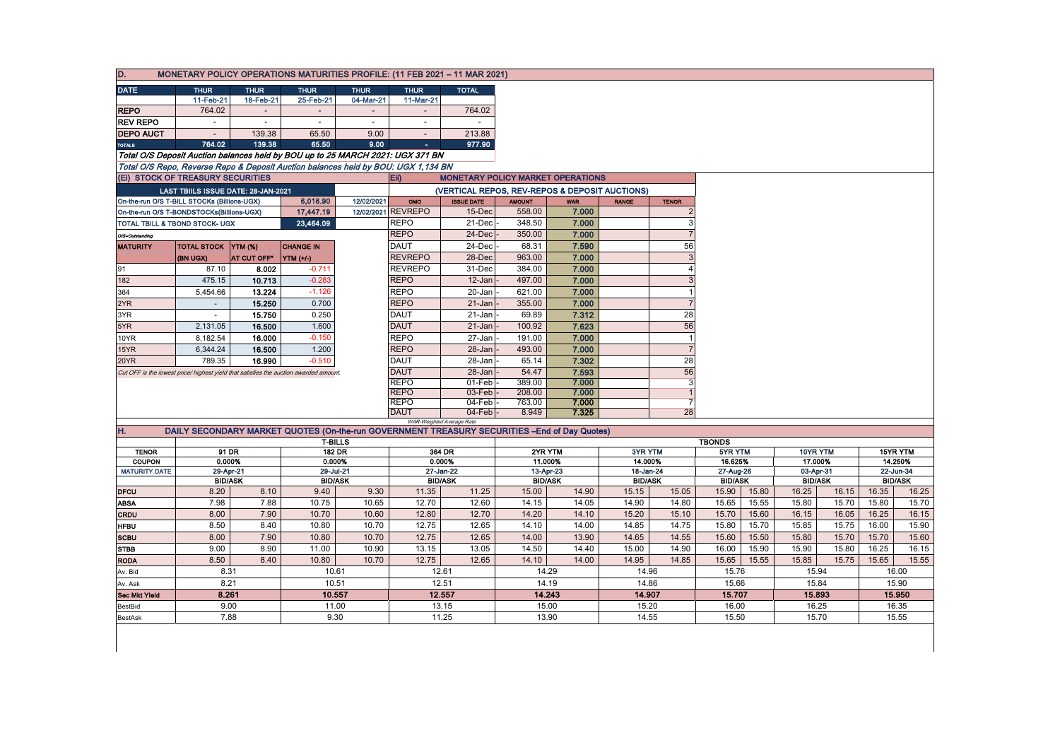## D. MONETARY POLICY OPERATIONS MATURITIES PROFILE: (11 FEB 2021 – 11 MAR 2021)

| DATE | THUR | THUR | THUR | THUR | THUR | TOTAL |
|---|---|---|---|---|---|---|
| | 11-Feb-21 | 18-Feb-21 | 25-Feb-21 | 04-Mar-21 | 11-Mar-21 | |
| REPO | 764.02 | - | - | - | - | 764.02 |
| REV REPO | - | - | - | - | - | - |
| DEPO AUCT | - | 139.38 | 65.50 | 9.00 | - | 213.88 |
| TOTALS | 764.02 | 139.38 | 65.50 | 9.00 | - | 977.90 |

*Total O/S Deposit Auction balances held by BOU up to 25 MARCH 2021: UGX 371 BN*

*Total O/S Repo, Reverse Repo & Deposit Auction balances held by BOU: UGX 1,134 BN*

## (Ei) STOCK OF TREASURY SECURITIES

| LAST TBIILS ISSUE DATE: 28-JAN-2021 | | | |
|---|---|---|---|
| On-the-run O/S T-BILL STOCKs (Billions-UGX) | | 6,016.90 | 12/02/2021 |
| On-the-run O/S T-BONDSTOCKs(Billions-UGX) | | 17,447.19 | 12/02/2021 |
| TOTAL TBILL & TBOND STOCK- UGX | | 23,464.09 | |

O/S=Outstanding

| MATURITY | TOTAL STOCK (BN UGX) | YTM (%) AT CUT OFF* | CHANGE IN YTM (+/-) |
|---|---|---|---|
| 91 | 87.10 | 8.002 | -0.711 |
| 182 | 475.15 | 10.713 | -0.283 |
| 364 | 5,454.66 | 13.224 | -1.126 |
| 2YR | - | 15.250 | 0.700 |
| 3YR | - | 15.750 | 0.250 |
| 5YR | 2,131.05 | 16.500 | 1.600 |
| 10YR | 8,182.54 | 16.000 | -0.150 |
| 15YR | 6,344.24 | 16.500 | 1.200 |
| 20YR | 789.35 | 16.990 | -0.510 |

Cut OFF is the lowest price/ highest yield that satisfies the auction awarded amount.

## Eii) MONETARY POLICY MARKET OPERATIONS

(VERTICAL REPOS, REV-REPOS & DEPOSIT AUCTIONS)

| OMO | ISSUE DATE | AMOUNT | WAR | RANGE | TENOR |
|---|---|---|---|---|---|
| REVREPO | 15-Dec | 558.00 | 7.000 | | 2 |
| REPO | 21-Dec | 348.50 | 7.000 | | 3 |
| REPO | 24-Dec | 350.00 | 7.000 | | 7 |
| DAUT | 24-Dec | 68.31 | 7.590 | | 56 |
| REVREPO | 28-Dec | 963.00 | 7.000 | | 3 |
| REVREPO | 31-Dec | 384.00 | 7.000 | | 4 |
| REPO | 12-Jan | 497.00 | 7.000 | | 3 |
| REPO | 20-Jan | 621.00 | 7.000 | | 1 |
| REPO | 21-Jan | 355.00 | 7.000 | | 7 |
| DAUT | 21-Jan | 69.89 | 7.312 | | 28 |
| DAUT | 21-Jan | 100.92 | 7.623 | | 56 |
| REPO | 27-Jan | 191.00 | 7.000 | | 1 |
| REPO | 28-Jan | 493.00 | 7.000 | | 7 |
| DAUT | 28-Jan | 65.14 | 7.302 | | 28 |
| DAUT | 28-Jan | 54.47 | 7.593 | | 56 |
| REPO | 01-Feb | 389.00 | 7.000 | | 3 |
| REPO | 03-Feb | 208.00 | 7.000 | | 1 |
| REPO | 04-Feb | 763.00 | 7.000 | | 7 |
| DAUT | 04-Feb | 8.949 | 7.325 | | 28 |

WAR-Weighted Average Rate

## H. DAILY SECONDARY MARKET QUOTES (On-the-run GOVERNMENT TREASURY SECURITIES –End of Day Quotes)

| | T-BILLS | | | | | | TBONDS | | | | | | | | | |
|---|---|---|---|---|---|---|---|---|---|---|---|---|---|---|---|---|
| TENOR | 91 DR | | 182 DR | | 364 DR | | 2YR YTM | | 3YR YTM | | 5YR YTM | | 10YR YTM | | 15YR YTM | |
| COUPON | 0.000% | | 0.000% | | 0.000% | | 11.000% | | 14.000% | | 16.625% | | 17.000% | | 14.250% | |
| MATURITY DATE | 29-Apr-21 | | 29-Jul-21 | | 27-Jan-22 | | 13-Apr-23 | | 18-Jan-24 | | 27-Aug-26 | | 03-Apr-31 | | 22-Jun-34 | |
| | BID/ASK | | BID/ASK | | BID/ASK | | BID/ASK | | BID/ASK | | BID/ASK | | BID/ASK | | BID/ASK | |
| DFCU | 8.20 | 8.10 | 9.40 | 9.30 | 11.35 | 11.25 | 15.00 | 14.90 | 15.15 | 15.05 | 15.90 | 15.80 | 16.25 | 16.15 | 16.35 | 16.25 |
| ABSA | 7.98 | 7.88 | 10.75 | 10.65 | 12.70 | 12.60 | 14.15 | 14.05 | 14.90 | 14.80 | 15.65 | 15.55 | 15.80 | 15.70 | 15.80 | 15.70 |
| CRDU | 8.00 | 7.90 | 10.70 | 10.60 | 12.80 | 12.70 | 14.20 | 14.10 | 15.20 | 15.10 | 15.70 | 15.60 | 16.15 | 16.05 | 16.25 | 16.15 |
| HFBU | 8.50 | 8.40 | 10.80 | 10.70 | 12.75 | 12.65 | 14.10 | 14.00 | 14.85 | 14.75 | 15.80 | 15.70 | 15.85 | 15.75 | 16.00 | 15.90 |
| SCBU | 8.00 | 7.90 | 10.80 | 10.70 | 12.75 | 12.65 | 14.00 | 13.90 | 14.65 | 14.55 | 15.60 | 15.50 | 15.80 | 15.70 | 15.70 | 15.60 |
| STBB | 9.00 | 8.90 | 11.00 | 10.90 | 13.15 | 13.05 | 14.50 | 14.40 | 15.00 | 14.90 | 16.00 | 15.90 | 15.90 | 15.80 | 16.25 | 16.15 |
| RODA | 8.50 | 8.40 | 10.80 | 10.70 | 12.75 | 12.65 | 14.10 | 14.00 | 14.95 | 14.85 | 15.65 | 15.55 | 15.85 | 15.75 | 15.65 | 15.55 |
| Av. Bid | 8.31 | | 10.61 | | 12.61 | | 14.29 | | 14.96 | | 15.76 | | 15.94 | | 16.00 | |
| Av. Ask | 8.21 | | 10.51 | | 12.51 | | 14.19 | | 14.86 | | 15.66 | | 15.84 | | 15.90 | |
| Sec Mkt Yield | 8.261 | | 10.557 | | 12.557 | | 14.243 | | 14.907 | | 15.707 | | 15.893 | | 15.950 | |
| BestBid | 9.00 | | 11.00 | | 13.15 | | 15.00 | | 15.20 | | 16.00 | | 16.25 | | 16.35 | |
| BestAsk | 7.88 | | 9.30 | | 11.25 | | 13.90 | | 14.55 | | 15.50 | | 15.70 | | 15.55 | |